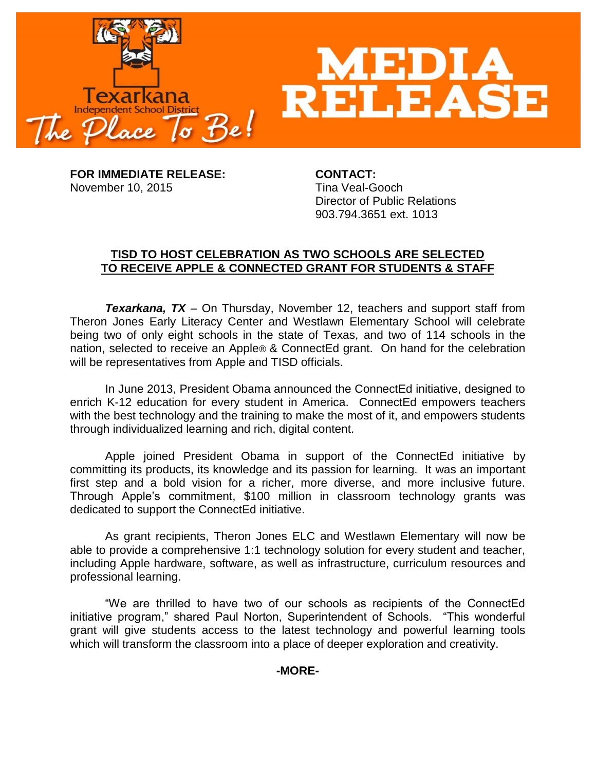Texarkana Independent School District

The Place To Be!

# MEDIA RELEASE

**FOR IMMEDIATE RELEASE:**
November 10, 2015

**CONTACT:**
Tina Veal-Gooch
Director of Public Relations
903.794.3651 ext. 1013

## TISD TO HOST CELEBRATION AS TWO SCHOOLS ARE SELECTED TO RECEIVE APPLE & CONNECTED GRANT FOR STUDENTS & STAFF

***Texarkana, TX*** – On Thursday, November 12, teachers and support staff from Theron Jones Early Literacy Center and Westlawn Elementary School will celebrate being two of only eight schools in the state of Texas, and two of 114 schools in the nation, selected to receive an Apple® & ConnectEd grant. On hand for the celebration will be representatives from Apple and TISD officials.

In June 2013, President Obama announced the ConnectEd initiative, designed to enrich K-12 education for every student in America. ConnectEd empowers teachers with the best technology and the training to make the most of it, and empowers students through individualized learning and rich, digital content.

Apple joined President Obama in support of the ConnectEd initiative by committing its products, its knowledge and its passion for learning. It was an important first step and a bold vision for a richer, more diverse, and more inclusive future. Through Apple's commitment, $100 million in classroom technology grants was dedicated to support the ConnectEd initiative.

As grant recipients, Theron Jones ELC and Westlawn Elementary will now be able to provide a comprehensive 1:1 technology solution for every student and teacher, including Apple hardware, software, as well as infrastructure, curriculum resources and professional learning.

"We are thrilled to have two of our schools as recipients of the ConnectEd initiative program," shared Paul Norton, Superintendent of Schools. "This wonderful grant will give students access to the latest technology and powerful learning tools which will transform the classroom into a place of deeper exploration and creativity.

**-MORE-**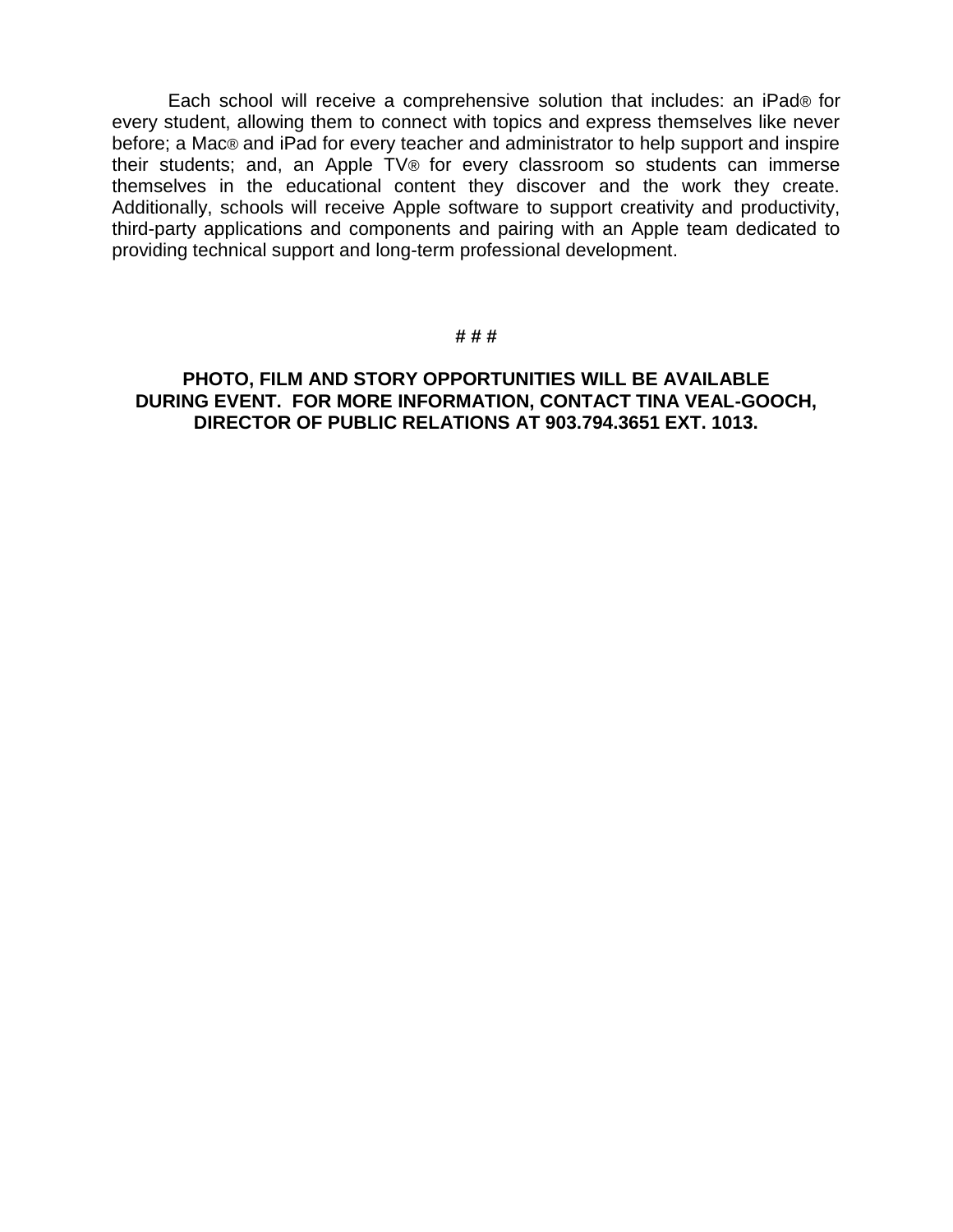Each school will receive a comprehensive solution that includes: an iPad® for every student, allowing them to connect with topics and express themselves like never before; a Mac® and iPad for every teacher and administrator to help support and inspire their students; and, an Apple TV® for every classroom so students can immerse themselves in the educational content they discover and the work they create. Additionally, schools will receive Apple software to support creativity and productivity, third-party applications and components and pairing with an Apple team dedicated to providing technical support and long-term professional development.

**# # #**

**PHOTO, FILM AND STORY OPPORTUNITIES WILL BE AVAILABLE DURING EVENT. FOR MORE INFORMATION, CONTACT TINA VEAL-GOOCH, DIRECTOR OF PUBLIC RELATIONS AT 903.794.3651 EXT. 1013.**